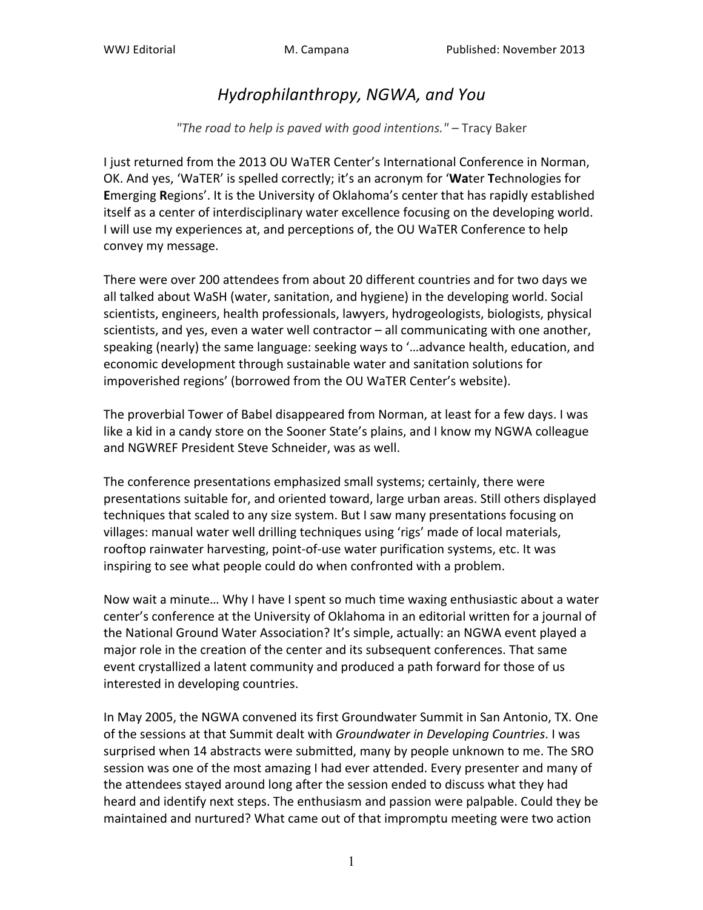# *Hydrophilanthropy, NGWA, and You*

*"The road to help is paved with good intentions."* – Tracy Baker

I just returned from the 2013 OU WaTER Center's International Conference in Norman, OK. And yes, 'WaTER' is spelled correctly; it's an acronym for '**Wa**ter **T**echnologies for **E**merging **R**egions'. It is the University of Oklahoma's center that has rapidly established itself as a center of interdisciplinary water excellence focusing on the developing world. I will use my experiences at, and perceptions of, the OU WaTER Conference to help convey my message.

There were over 200 attendees from about 20 different countries and for two days we all talked about WaSH (water, sanitation, and hygiene) in the developing world. Social scientists, engineers, health professionals, lawyers, hydrogeologists, biologists, physical scientists, and yes, even a water well contractor – all communicating with one another, speaking (nearly) the same language: seeking ways to '…advance health, education, and economic development through sustainable water and sanitation solutions for impoverished regions' (borrowed from the OU WaTER Center's website).

The proverbial Tower of Babel disappeared from Norman, at least for a few days. I was like a kid in a candy store on the Sooner State's plains, and I know my NGWA colleague and NGWREF President Steve Schneider, was as well.

The conference presentations emphasized small systems; certainly, there were presentations suitable for, and oriented toward, large urban areas. Still others displayed techniques that scaled to any size system. But I saw many presentations focusing on villages: manual water well drilling techniques using 'rigs' made of local materials, rooftop rainwater harvesting, point-of-use water purification systems, etc. It was inspiring to see what people could do when confronted with a problem.

Now wait a minute… Why I have I spent so much time waxing enthusiastic about a water center's conference at the University of Oklahoma in an editorial written for a journal of the National Ground Water Association? It's simple, actually: an NGWA event played a major role in the creation of the center and its subsequent conferences. That same event crystallized a latent community and produced a path forward for those of us interested in developing countries.

In May 2005, the NGWA convened its first Groundwater Summit in San Antonio, TX. One of the sessions at that Summit dealt with *Groundwater in Developing Countries*. I was surprised when 14 abstracts were submitted, many by people unknown to me. The SRO session was one of the most amazing I had ever attended. Every presenter and many of the attendees stayed around long after the session ended to discuss what they had heard and identify next steps. The enthusiasm and passion were palpable. Could they be maintained and nurtured? What came out of that impromptu meeting were two action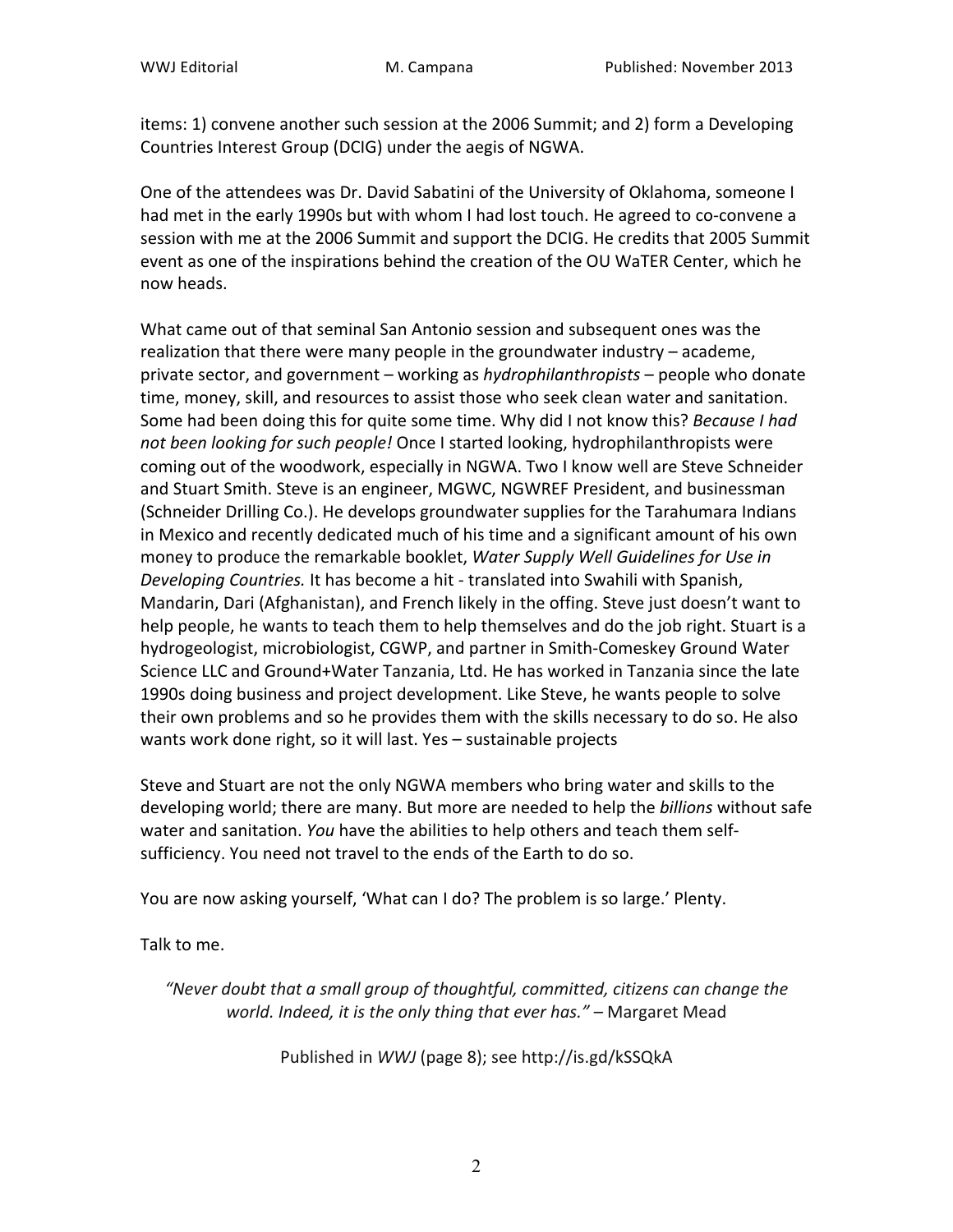items: 1) convene another such session at the 2006 Summit; and 2) form a Developing Countries Interest Group (DCIG) under the aegis of NGWA.

One of the attendees was Dr. David Sabatini of the University of Oklahoma, someone I had met in the early 1990s but with whom I had lost touch. He agreed to co-convene a session with me at the 2006 Summit and support the DCIG. He credits that 2005 Summit event as one of the inspirations behind the creation of the OU WaTER Center, which he now heads.

What came out of that seminal San Antonio session and subsequent ones was the realization that there were many people in the groundwater industry – academe, private sector, and government – working as *hydrophilanthropists* – people who donate time, money, skill, and resources to assist those who seek clean water and sanitation. Some had been doing this for quite some time. Why did I not know this? *Because I had not been looking for such people!* Once I started looking, hydrophilanthropists were coming out of the woodwork, especially in NGWA. Two I know well are Steve Schneider and Stuart Smith. Steve is an engineer, MGWC, NGWREF President, and businessman (Schneider Drilling Co.). He develops groundwater supplies for the Tarahumara Indians in Mexico and recently dedicated much of his time and a significant amount of his own money to produce the remarkable booklet, *Water Supply Well Guidelines for Use in Developing Countries.* It has become a hit - translated into Swahili with Spanish, Mandarin, Dari (Afghanistan), and French likely in the offing. Steve just doesn't want to help people, he wants to teach them to help themselves and do the job right. Stuart is a hydrogeologist, microbiologist, CGWP, and partner in Smith-Comeskey Ground Water Science LLC and Ground+Water Tanzania, Ltd. He has worked in Tanzania since the late 1990s doing business and project development. Like Steve, he wants people to solve their own problems and so he provides them with the skills necessary to do so. He also wants work done right, so it will last. Yes – sustainable projects

Steve and Stuart are not the only NGWA members who bring water and skills to the developing world; there are many. But more are needed to help the *billions* without safe water and sanitation. *You* have the abilities to help others and teach them self-sufficiency. You need not travel to the ends of the Earth to do so.

You are now asking yourself, 'What can I do? The problem is so large.' Plenty.

Talk to me.

*"Never doubt that a small group of thoughtful, committed, citizens can change the world. Indeed, it is the only thing that ever has."* – Margaret Mead

Published in *WWJ* (page 8); see http://is.gd/kSSQkA